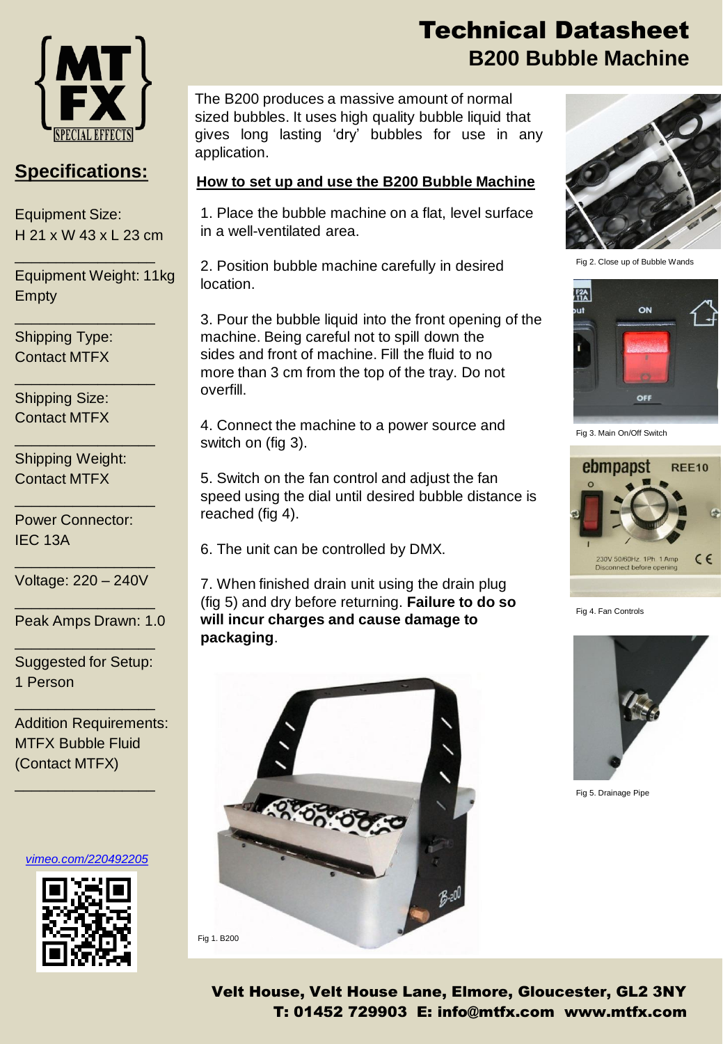# Technical Datasheet

## B200 Bubble Machine

## Specifications:

Equipment Size:
H 21 x W 43 x L 23 cm

Equipment Weight: 11kg Empty

Shipping Type:
Contact MTFX

Shipping Size:
Contact MTFX

Shipping Weight:
Contact MTFX

Power Connector:
IEC 13A

Voltage: 220 – 240V

Peak Amps Drawn: 1.0

Suggested for Setup:
1 Person

Addition Requirements:
MTFX Bubble Fluid (Contact MTFX)

*vimeo.com/220492205*

The B200 produces a massive amount of normal sized bubbles. It uses high quality bubble liquid that gives long lasting 'dry' bubbles for use in any application.

### How to set up and use the B200 Bubble Machine

1. Place the bubble machine on a flat, level surface in a well-ventilated area.

2. Position bubble machine carefully in desired location.

3. Pour the bubble liquid into the front opening of the machine. Being careful not to spill down the sides and front of machine. Fill the fluid to no more than 3 cm from the top of the tray. Do not overfill.

4. Connect the machine to a power source and switch on (fig 3).

5. Switch on the fan control and adjust the fan speed using the dial until desired bubble distance is reached (fig 4).

6. The unit can be controlled by DMX.

7. When finished drain unit using the drain plug (fig 5) and dry before returning. **Failure to do so will incur charges and cause damage to packaging**.

Fig 1. B200

Fig 2. Close up of Bubble Wands

Fig 3. Main On/Off Switch

Fig 4. Fan Controls

Fig 5. Drainage Pipe

**Velt House, Velt House Lane, Elmore, Gloucester, GL2 3NY**
**T: 01452 729903 E: info@mtfx.com www.mtfx.com**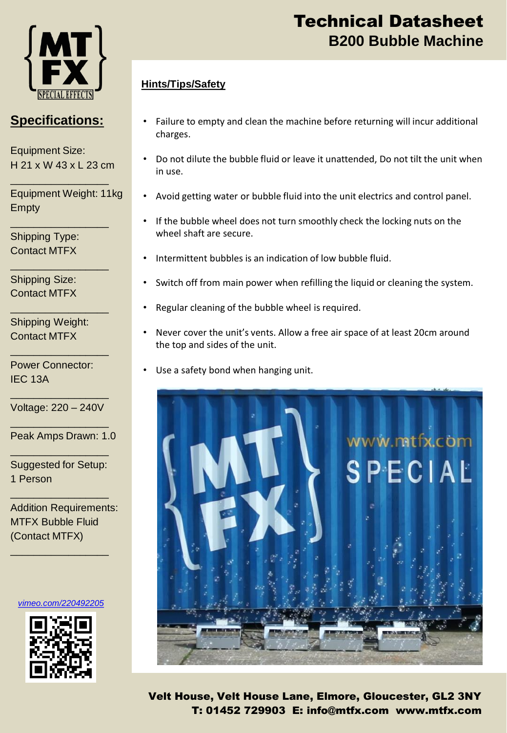# Technical Datasheet

## B200 Bubble Machine

## Specifications:

Equipment Size:
H 21 x W 43 x L 23 cm

Equipment Weight: 11kg Empty

Shipping Type:
Contact MTFX

Shipping Size:
Contact MTFX

Shipping Weight:
Contact MTFX

Power Connector:
IEC 13A

Voltage: 220 – 240V

Peak Amps Drawn: 1.0

Suggested for Setup:
1 Person

Addition Requirements:
MTFX Bubble Fluid
(Contact MTFX)

*vimeo.com/220492205*

### Hints/Tips/Safety

- Failure to empty and clean the machine before returning will incur additional charges.
- Do not dilute the bubble fluid or leave it unattended, Do not tilt the unit when in use.
- Avoid getting water or bubble fluid into the unit electrics and control panel.
- If the bubble wheel does not turn smoothly check the locking nuts on the wheel shaft are secure.
- Intermittent bubbles is an indication of low bubble fluid.
- Switch off from main power when refilling the liquid or cleaning the system.
- Regular cleaning of the bubble wheel is required.
- Never cover the unit's vents. Allow a free air space of at least 20cm around the top and sides of the unit.
- Use a safety bond when hanging unit.

**Velt House, Velt House Lane, Elmore, Gloucester, GL2 3NY**
**T: 01452 729903 E: info@mtfx.com www.mtfx.com**